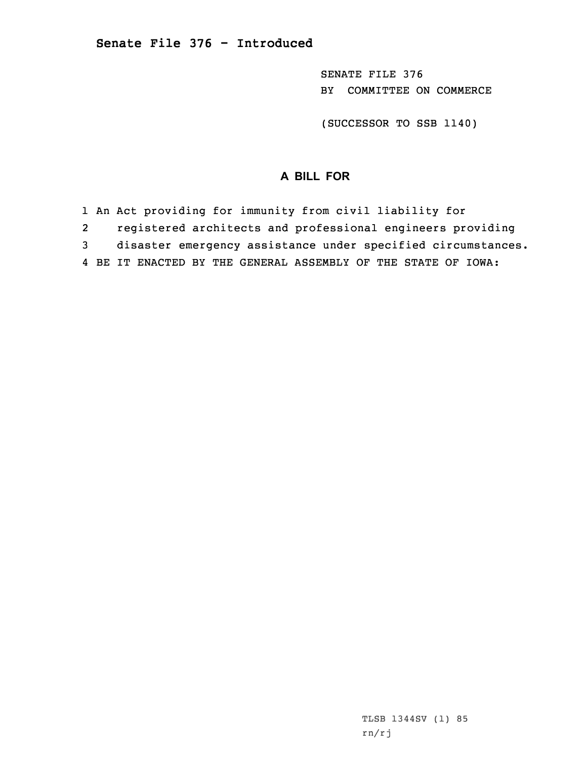# Senate File 376 - Introduced

SENATE FILE 376
BY COMMITTEE ON COMMERCE

(SUCCESSOR TO SSB 1140)

## A BILL FOR

1 An Act providing for immunity from civil liability for
2 registered architects and professional engineers providing
3 disaster emergency assistance under specified circumstances.
4 BE IT ENACTED BY THE GENERAL ASSEMBLY OF THE STATE OF IOWA:

TLSB 1344SV (1) 85
rn/rj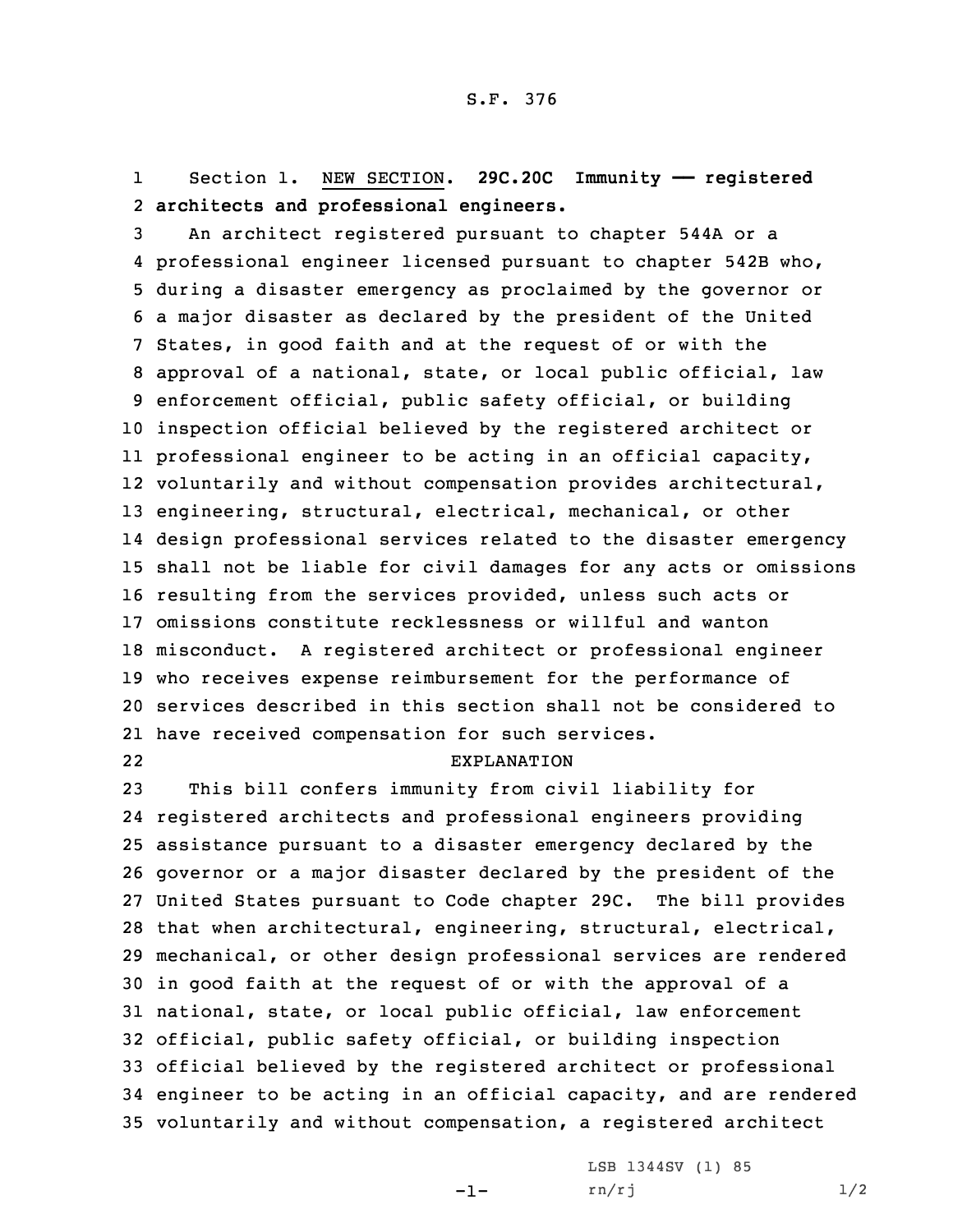S.F. 376

Section 1. NEW SECTION. **29C.20C Immunity —— registered architects and professional engineers.**

An architect registered pursuant to chapter 544A or a professional engineer licensed pursuant to chapter 542B who, during a disaster emergency as proclaimed by the governor or a major disaster as declared by the president of the United States, in good faith and at the request of or with the approval of a national, state, or local public official, law enforcement official, public safety official, or building inspection official believed by the registered architect or professional engineer to be acting in an official capacity, voluntarily and without compensation provides architectural, engineering, structural, electrical, mechanical, or other design professional services related to the disaster emergency shall not be liable for civil damages for any acts or omissions resulting from the services provided, unless such acts or omissions constitute recklessness or willful and wanton misconduct. A registered architect or professional engineer who receives expense reimbursement for the performance of services described in this section shall not be considered to have received compensation for such services.

EXPLANATION

This bill confers immunity from civil liability for registered architects and professional engineers providing assistance pursuant to a disaster emergency declared by the governor or a major disaster declared by the president of the United States pursuant to Code chapter 29C. The bill provides that when architectural, engineering, structural, electrical, mechanical, or other design professional services are rendered in good faith at the request of or with the approval of a national, state, or local public official, law enforcement official, public safety official, or building inspection official believed by the registered architect or professional engineer to be acting in an official capacity, and are rendered voluntarily and without compensation, a registered architect

LSB 1344SV (1) 85

rn/rj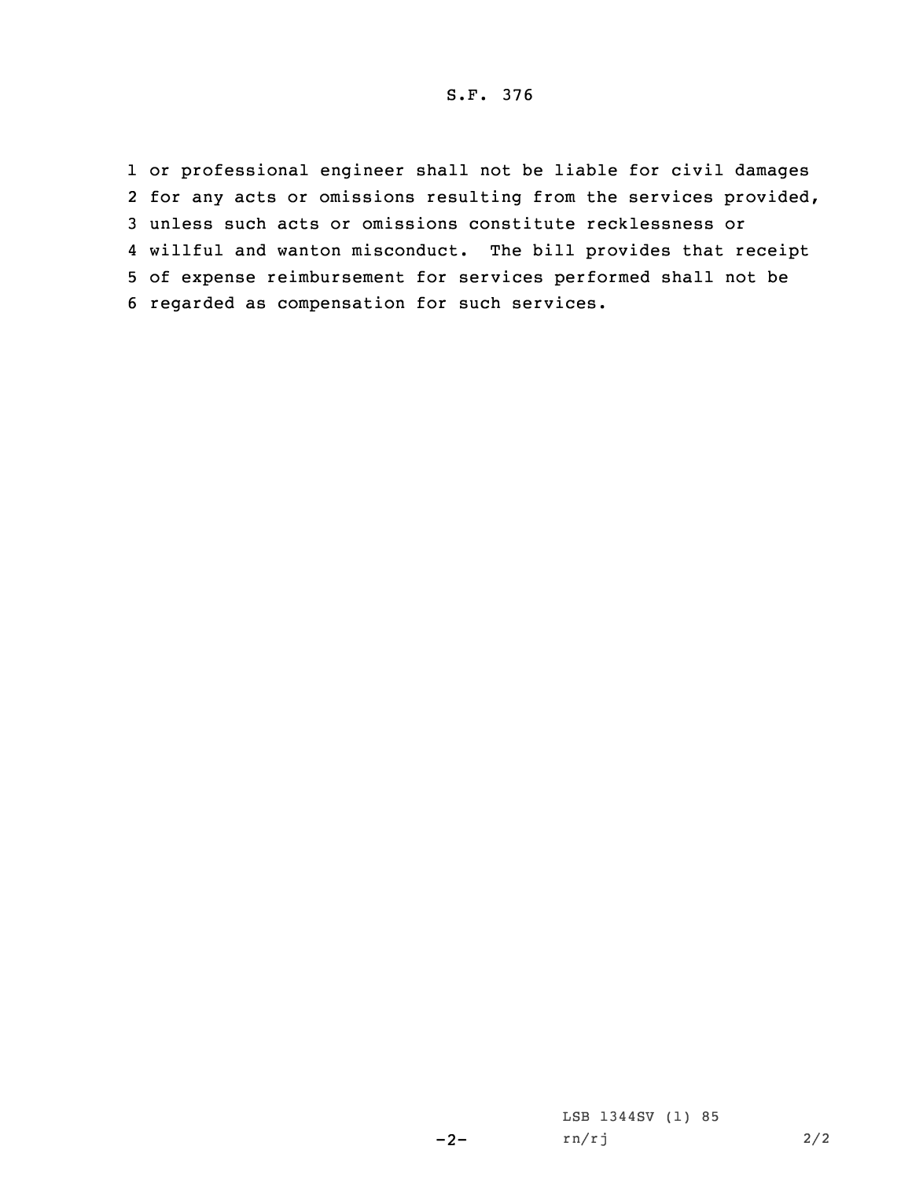or professional engineer shall not be liable for civil damages for any acts or omissions resulting from the services provided, unless such acts or omissions constitute recklessness or willful and wanton misconduct. The bill provides that receipt of expense reimbursement for services performed shall not be regarded as compensation for such services.